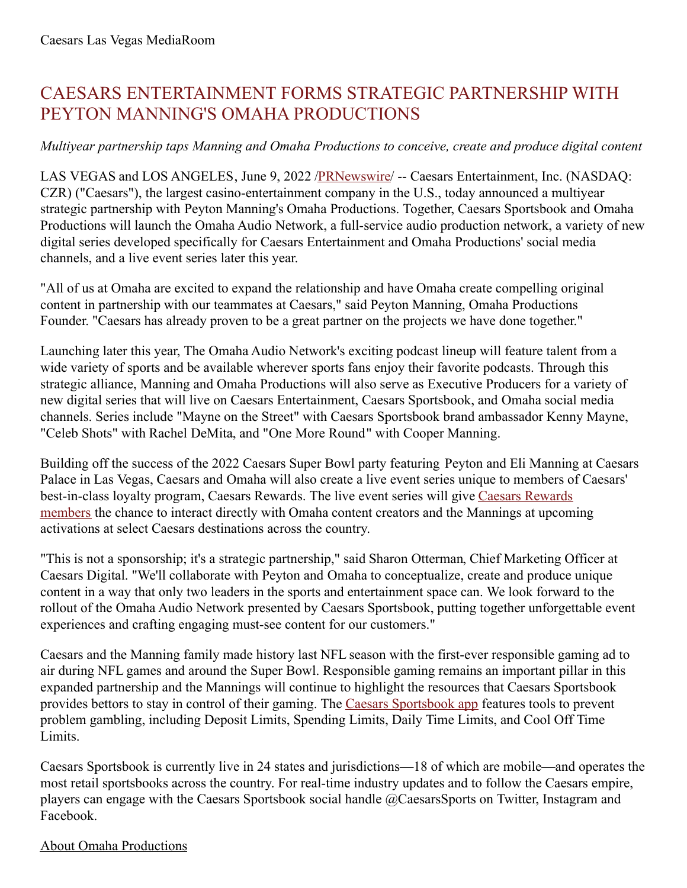Caesars Las Vegas MediaRoom

# CAESARS ENTERTAINMENT FORMS STRATEGIC PARTNERSHIP WITH PEYTON MANNING'S OMAHA PRODUCTIONS

*Multiyear partnership taps Manning and Omaha Productions to conceive, create and produce digital content*

LAS VEGAS and LOS ANGELES, June 9, 2022 /PRNewswire/ -- Caesars Entertainment, Inc. (NASDAQ: CZR) ("Caesars"), the largest casino-entertainment company in the U.S., today announced a multiyear strategic partnership with Peyton Manning's Omaha Productions. Together, Caesars Sportsbook and Omaha Productions will launch the Omaha Audio Network, a full-service audio production network, a variety of new digital series developed specifically for Caesars Entertainment and Omaha Productions' social media channels, and a live event series later this year.

"All of us at Omaha are excited to expand the relationship and have Omaha create compelling original content in partnership with our teammates at Caesars," said Peyton Manning, Omaha Productions Founder. "Caesars has already proven to be a great partner on the projects we have done together."

Launching later this year, The Omaha Audio Network's exciting podcast lineup will feature talent from a wide variety of sports and be available wherever sports fans enjoy their favorite podcasts. Through this strategic alliance, Manning and Omaha Productions will also serve as Executive Producers for a variety of new digital series that will live on Caesars Entertainment, Caesars Sportsbook, and Omaha social media channels. Series include "Mayne on the Street" with Caesars Sportsbook brand ambassador Kenny Mayne, "Celeb Shots" with Rachel DeMita, and "One More Round" with Cooper Manning.

Building off the success of the 2022 Caesars Super Bowl party featuring Peyton and Eli Manning at Caesars Palace in Las Vegas, Caesars and Omaha will also create a live event series unique to members of Caesars' best-in-class loyalty program, Caesars Rewards. The live event series will give Caesars Rewards members the chance to interact directly with Omaha content creators and the Mannings at upcoming activations at select Caesars destinations across the country.

"This is not a sponsorship; it's a strategic partnership," said Sharon Otterman, Chief Marketing Officer at Caesars Digital. "We'll collaborate with Peyton and Omaha to conceptualize, create and produce unique content in a way that only two leaders in the sports and entertainment space can. We look forward to the rollout of the Omaha Audio Network presented by Caesars Sportsbook, putting together unforgettable event experiences and crafting engaging must-see content for our customers."

Caesars and the Manning family made history last NFL season with the first-ever responsible gaming ad to air during NFL games and around the Super Bowl. Responsible gaming remains an important pillar in this expanded partnership and the Mannings will continue to highlight the resources that Caesars Sportsbook provides bettors to stay in control of their gaming. The Caesars Sportsbook app features tools to prevent problem gambling, including Deposit Limits, Spending Limits, Daily Time Limits, and Cool Off Time Limits.

Caesars Sportsbook is currently live in 24 states and jurisdictions—18 of which are mobile—and operates the most retail sportsbooks across the country. For real-time industry updates and to follow the Caesars empire, players can engage with the Caesars Sportsbook social handle @CaesarsSports on Twitter, Instagram and Facebook.

About Omaha Productions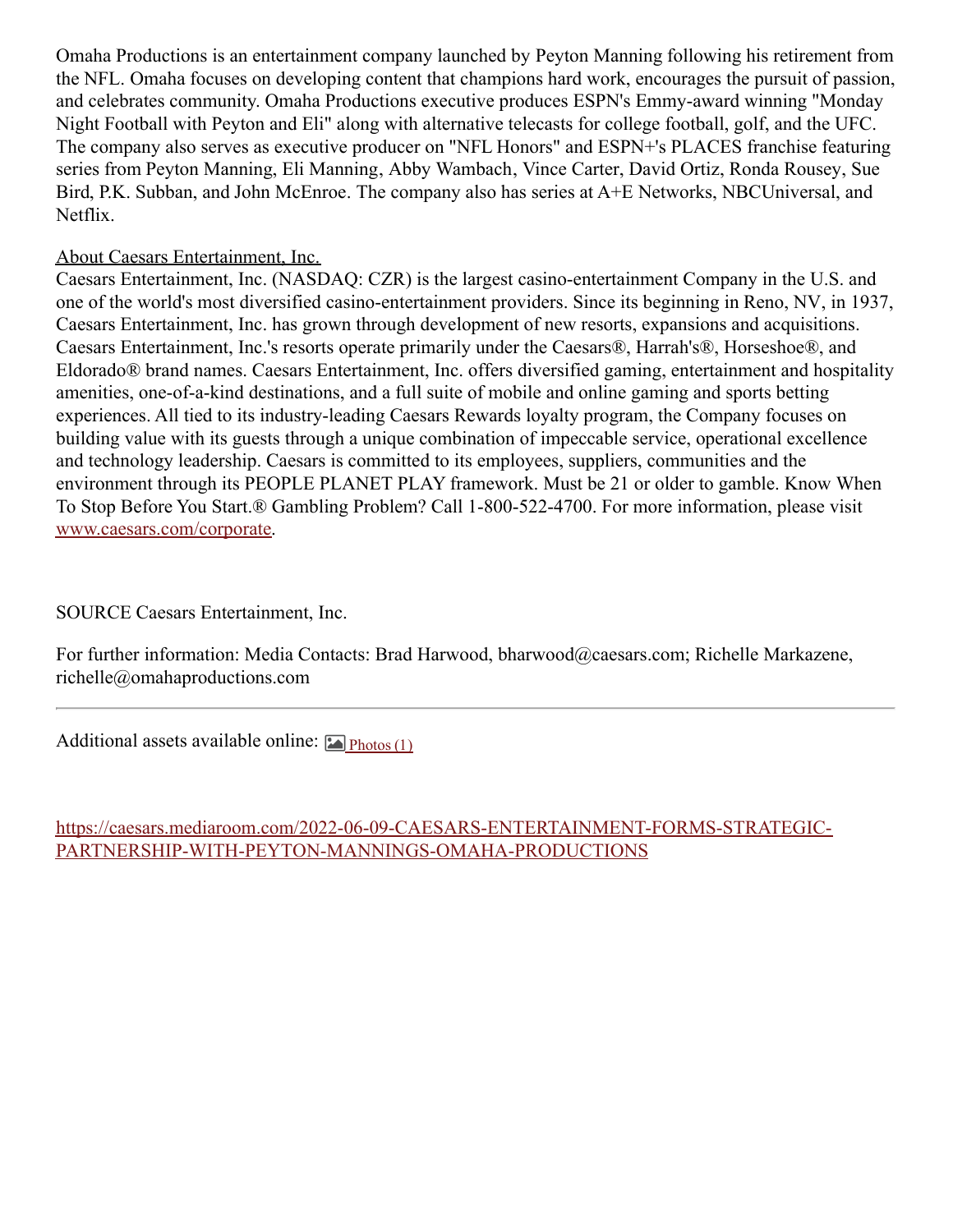Omaha Productions is an entertainment company launched by Peyton Manning following his retirement from the NFL. Omaha focuses on developing content that champions hard work, encourages the pursuit of passion, and celebrates community. Omaha Productions executive produces ESPN's Emmy-award winning "Monday Night Football with Peyton and Eli" along with alternative telecasts for college football, golf, and the UFC. The company also serves as executive producer on "NFL Honors" and ESPN+'s PLACES franchise featuring series from Peyton Manning, Eli Manning, Abby Wambach, Vince Carter, David Ortiz, Ronda Rousey, Sue Bird, P.K. Subban, and John McEnroe. The company also has series at A+E Networks, NBCUniversal, and Netflix.

About Caesars Entertainment, Inc.

Caesars Entertainment, Inc. (NASDAQ: CZR) is the largest casino-entertainment Company in the U.S. and one of the world's most diversified casino-entertainment providers. Since its beginning in Reno, NV, in 1937, Caesars Entertainment, Inc. has grown through development of new resorts, expansions and acquisitions. Caesars Entertainment, Inc.'s resorts operate primarily under the Caesars®, Harrah's®, Horseshoe®, and Eldorado® brand names. Caesars Entertainment, Inc. offers diversified gaming, entertainment and hospitality amenities, one-of-a-kind destinations, and a full suite of mobile and online gaming and sports betting experiences. All tied to its industry-leading Caesars Rewards loyalty program, the Company focuses on building value with its guests through a unique combination of impeccable service, operational excellence and technology leadership. Caesars is committed to its employees, suppliers, communities and the environment through its PEOPLE PLANET PLAY framework. Must be 21 or older to gamble. Know When To Stop Before You Start.® Gambling Problem? Call 1-800-522-4700. For more information, please visit www.caesars.com/corporate.

SOURCE Caesars Entertainment, Inc.

For further information: Media Contacts: Brad Harwood, bharwood@caesars.com; Richelle Markazene, richelle@omahaproductions.com

---

Additional assets available online: Photos (1)

https://caesars.mediaroom.com/2022-06-09-CAESARS-ENTERTAINMENT-FORMS-STRATEGIC-PARTNERSHIP-WITH-PEYTON-MANNINGS-OMAHA-PRODUCTIONS